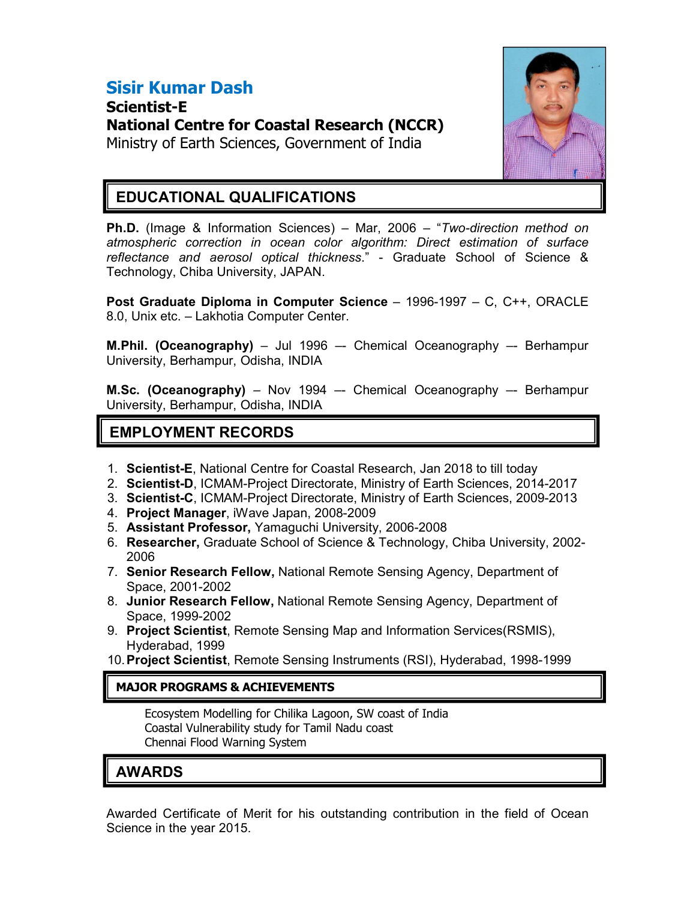# Sisir Kumar Dash

**Scientist-E**
**National Centre for Coastal Research (NCCR)**
Ministry of Earth Sciences, Government of India

## EDUCATIONAL QUALIFICATIONS

**Ph.D.** (Image & Information Sciences) – Mar, 2006 – "*Two-direction method on atmospheric correction in ocean color algorithm: Direct estimation of surface reflectance and aerosol optical thickness*." - Graduate School of Science & Technology, Chiba University, JAPAN.

**Post Graduate Diploma in Computer Science** – 1996-1997 – C, C++, ORACLE 8.0, Unix etc. – Lakhotia Computer Center.

**M.Phil. (Oceanography)** – Jul 1996 –- Chemical Oceanography –- Berhampur University, Berhampur, Odisha, INDIA

**M.Sc. (Oceanography)** – Nov 1994 –- Chemical Oceanography –- Berhampur University, Berhampur, Odisha, INDIA

## EMPLOYMENT RECORDS

1. **Scientist-E**, National Centre for Coastal Research, Jan 2018 to till today
2. **Scientist-D**, ICMAM-Project Directorate, Ministry of Earth Sciences, 2014-2017
3. **Scientist-C**, ICMAM-Project Directorate, Ministry of Earth Sciences, 2009-2013
4. **Project Manager**, iWave Japan, 2008-2009
5. **Assistant Professor,** Yamaguchi University, 2006-2008
6. **Researcher,** Graduate School of Science & Technology, Chiba University, 2002-2006
7. **Senior Research Fellow,** National Remote Sensing Agency, Department of Space, 2001-2002
8. **Junior Research Fellow,** National Remote Sensing Agency, Department of Space, 1999-2002
9. **Project Scientist**, Remote Sensing Map and Information Services(RSMIS), Hyderabad, 1999
10. **Project Scientist**, Remote Sensing Instruments (RSI), Hyderabad, 1998-1999

## MAJOR PROGRAMS & ACHIEVEMENTS

Ecosystem Modelling for Chilika Lagoon, SW coast of India
Coastal Vulnerability study for Tamil Nadu coast
Chennai Flood Warning System

## AWARDS

Awarded Certificate of Merit for his outstanding contribution in the field of Ocean Science in the year 2015.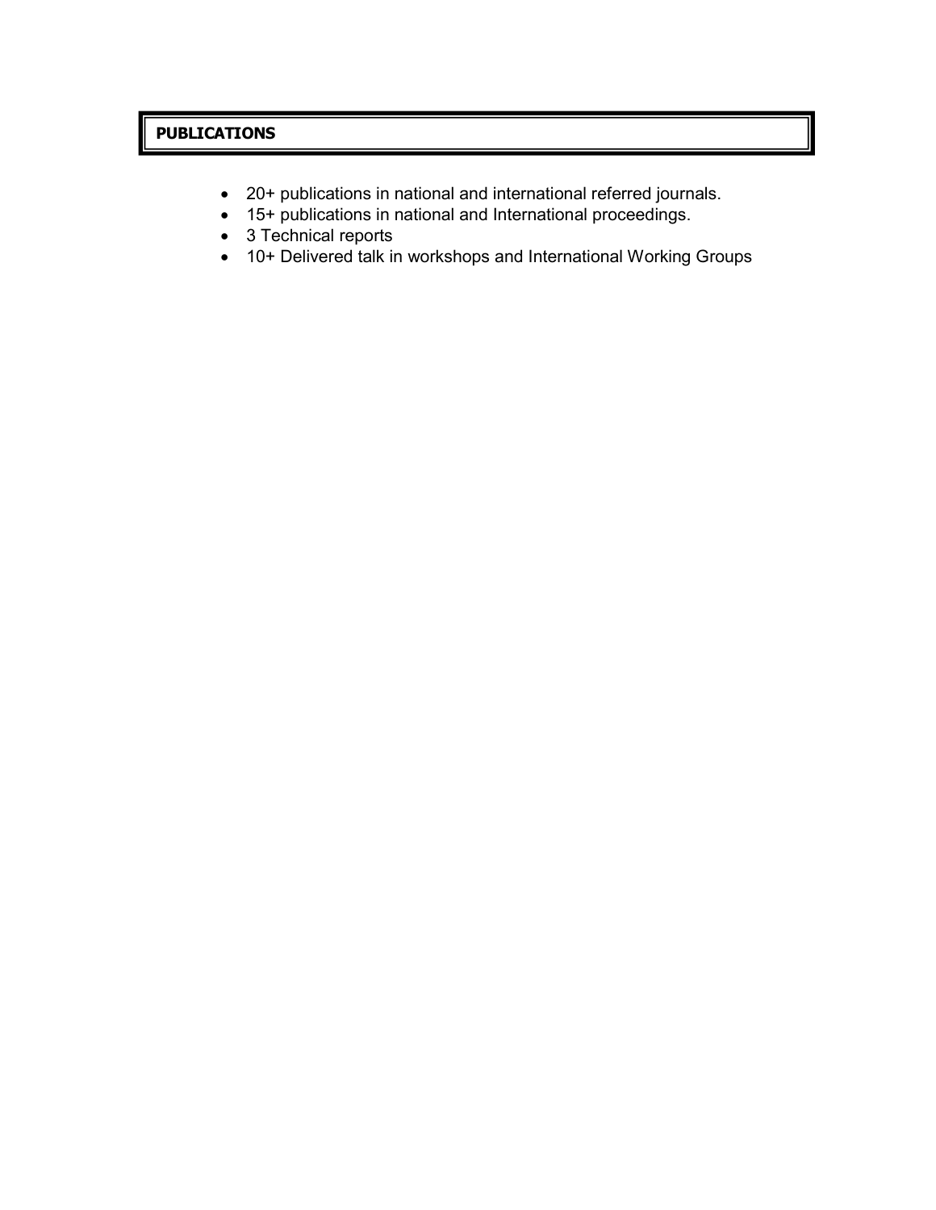## PUBLICATIONS

- 20+ publications in national and international referred journals.
- 15+ publications in national and International proceedings.
- 3 Technical reports
- 10+ Delivered talk in workshops and International Working Groups